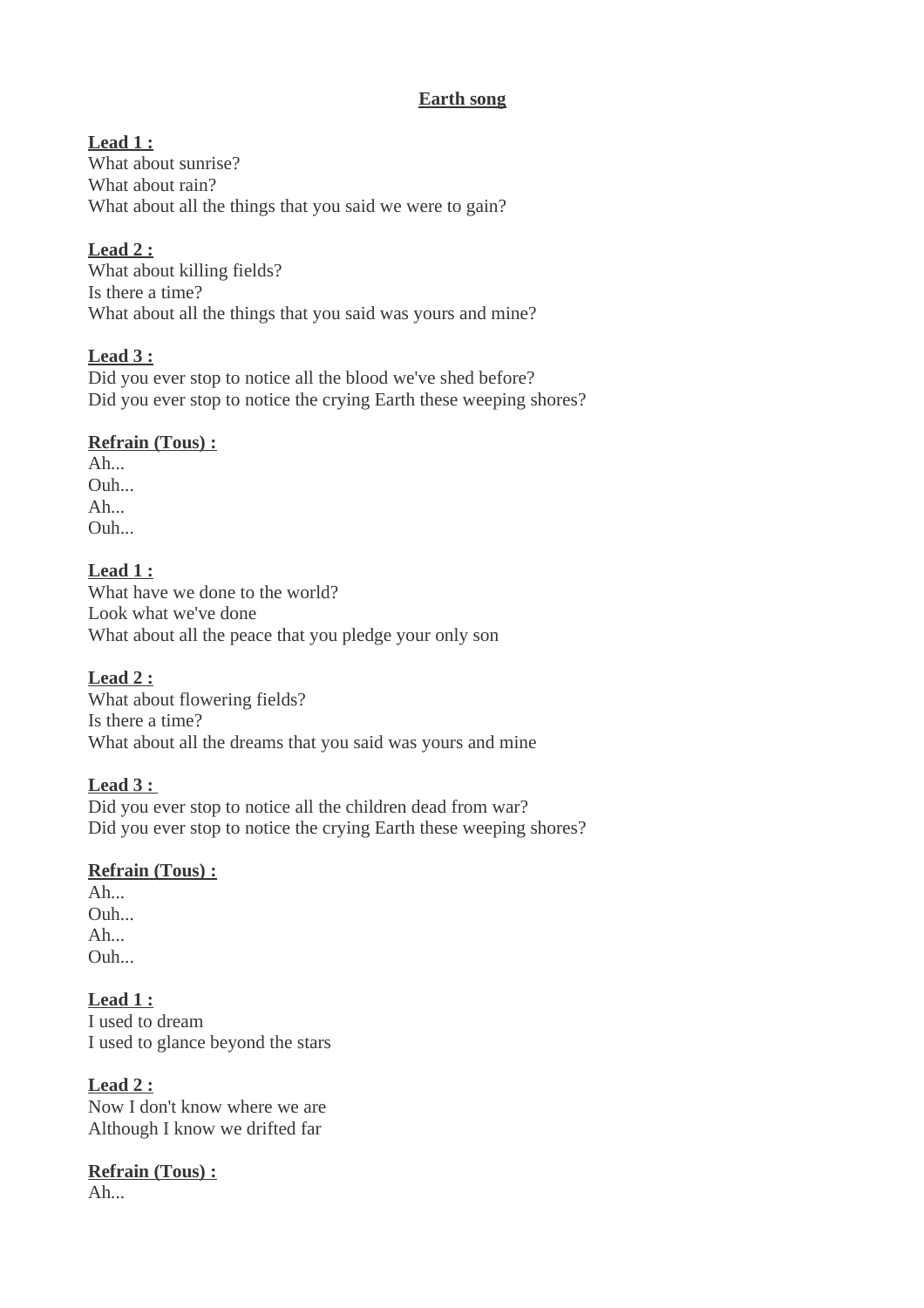# Earth song

**Lead 1 :**
What about sunrise?
What about rain?
What about all the things that you said we were to gain?

**Lead 2 :**
What about killing fields?
Is there a time?
What about all the things that you said was yours and mine?

**Lead 3 :**
Did you ever stop to notice all the blood we've shed before?
Did you ever stop to notice the crying Earth these weeping shores?

**Refrain (Tous) :**
Ah...
Ouh...
Ah...
Ouh...

**Lead 1 :**
What have we done to the world?
Look what we've done
What about all the peace that you pledge your only son

**Lead 2 :**
What about flowering fields?
Is there a time?
What about all the dreams that you said was yours and mine

**Lead 3 :**
Did you ever stop to notice all the children dead from war?
Did you ever stop to notice the crying Earth these weeping shores?

**Refrain (Tous) :**
Ah...
Ouh...
Ah...
Ouh...

**Lead 1 :**
I used to dream
I used to glance beyond the stars

**Lead 2 :**
Now I don't know where we are
Although I know we drifted far

**Refrain (Tous) :**
Ah...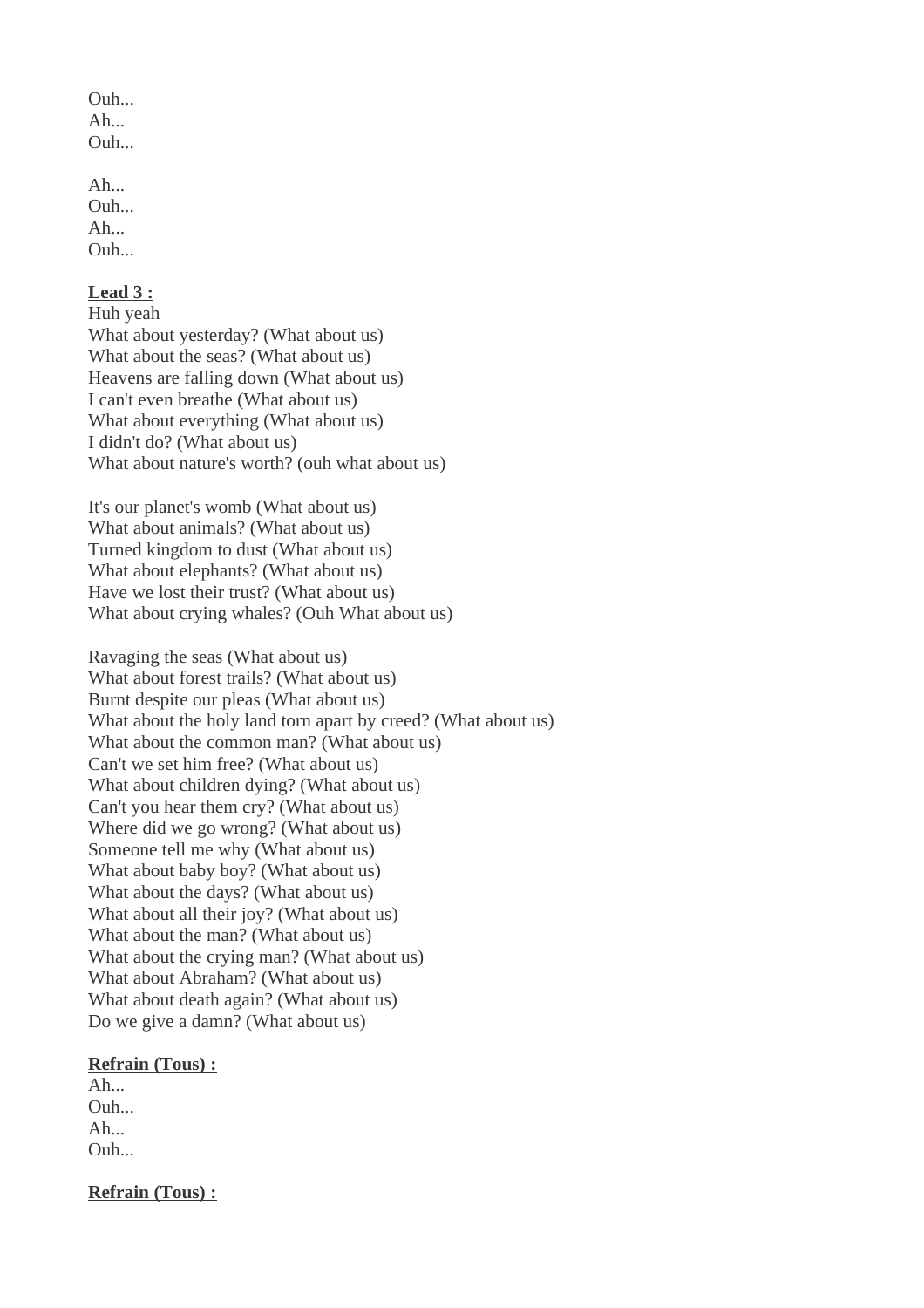Ouh...
Ah...
Ouh...

Ah...
Ouh...
Ah...
Ouh...

**Lead 3 :**
Huh yeah
What about yesterday? (What about us)
What about the seas? (What about us)
Heavens are falling down (What about us)
I can't even breathe (What about us)
What about everything (What about us)
I didn't do? (What about us)
What about nature's worth? (ouh what about us)

It's our planet's womb (What about us)
What about animals? (What about us)
Turned kingdom to dust (What about us)
What about elephants? (What about us)
Have we lost their trust? (What about us)
What about crying whales? (Ouh What about us)

Ravaging the seas (What about us)
What about forest trails? (What about us)
Burnt despite our pleas (What about us)
What about the holy land torn apart by creed? (What about us)
What about the common man? (What about us)
Can't we set him free? (What about us)
What about children dying? (What about us)
Can't you hear them cry? (What about us)
Where did we go wrong? (What about us)
Someone tell me why (What about us)
What about baby boy? (What about us)
What about the days? (What about us)
What about all their joy? (What about us)
What about the man? (What about us)
What about the crying man? (What about us)
What about Abraham? (What about us)
What about death again? (What about us)
Do we give a damn? (What about us)

**Refrain (Tous) :**
Ah...
Ouh...
Ah...
Ouh...

**Refrain (Tous) :**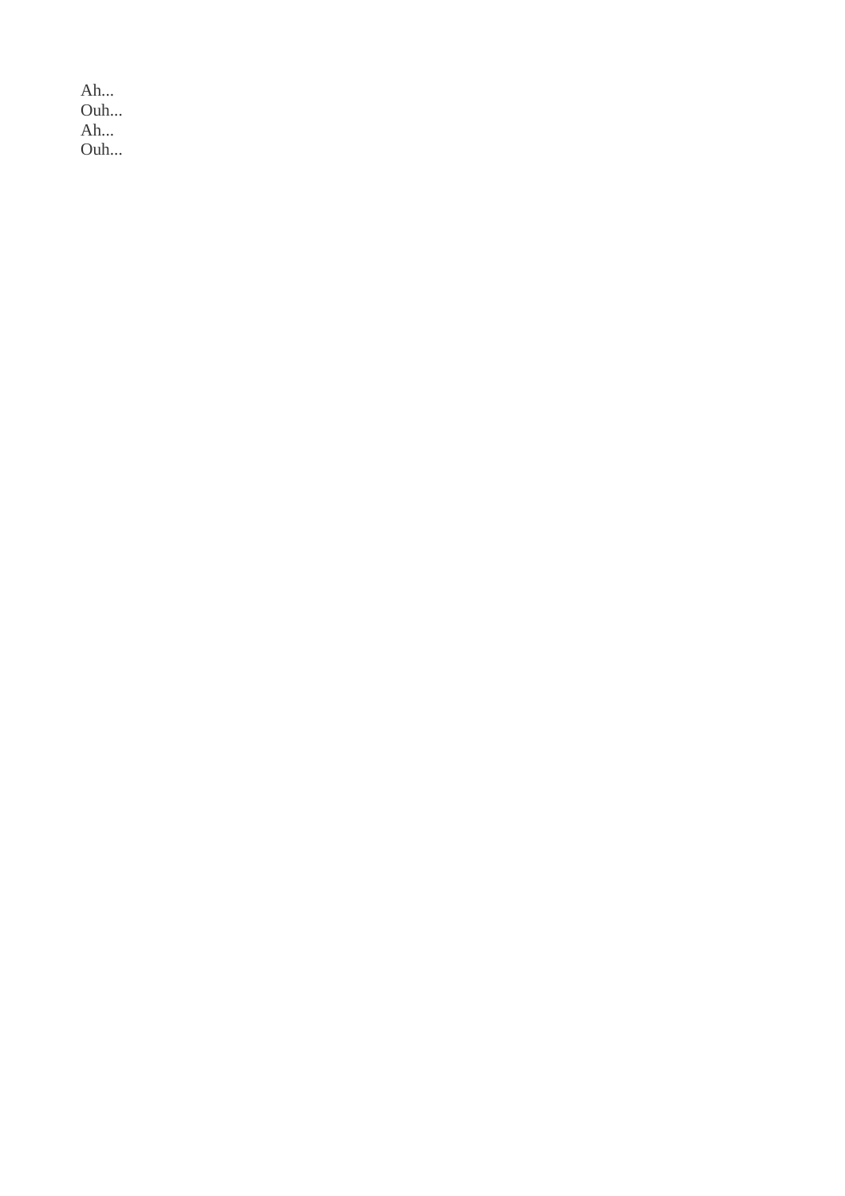Ah...
Ouh...
Ah...
Ouh...